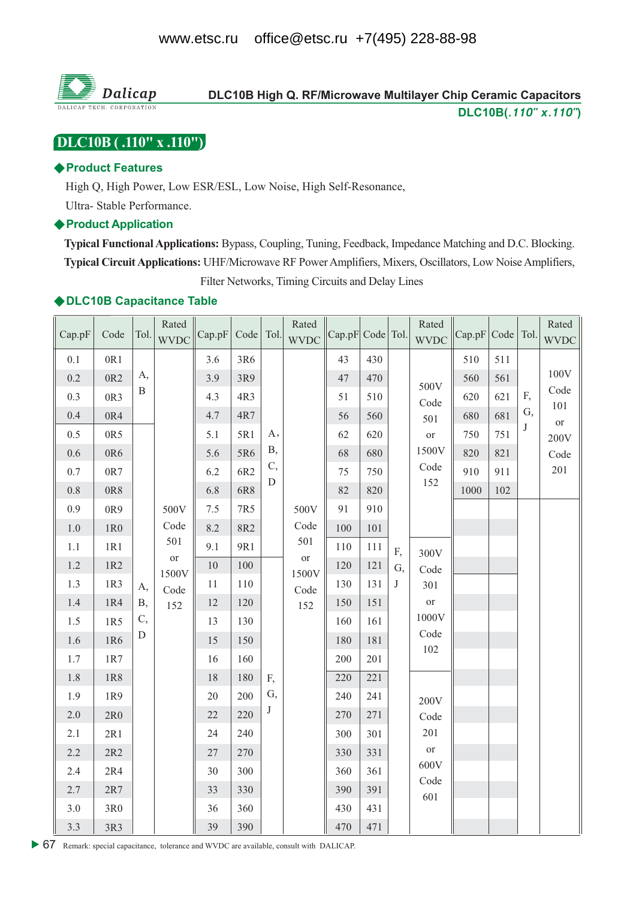DLC10B High Q. RF/Microwave Multilayer Chip Ceramic Capacitors

DLC10B(*.110" x.110"*)

# DLC10B ( .110" x .110")

## ◆Product Features

High Q, High Power, Low ESR/ESL, Low Noise, High Self-Resonance, Ultra- Stable Performance.

## ◆Product Application

**Typical Functional Applications:** Bypass, Coupling, Tuning, Feedback, Impedance Matching and D.C. Blocking.

**Typical Circuit Applications:** UHF/Microwave RF Power Amplifiers, Mixers, Oscillators, Low Noise Amplifiers, Filter Networks, Timing Circuits and Delay Lines

## ◆DLC10B Capacitance Table

| Cap.pF | Code | Tol. | Rated WVDC | Cap.pF | Code | Tol. | Rated WVDC | Cap.pF | Code | Tol. | Rated WVDC | Cap.pF | Code | Tol. | Rated WVDC |
|---|---|---|---|---|---|---|---|---|---|---|---|---|---|---|---|
| 0.1 | 0R1 | A, B | 500V Code 501 or 1500V Code 152 | 3.6 | 3R6 | A, B, C, D | 500V Code 501 or 1500V Code 152 | 43 | 430 | F, G, J | 500V Code 501 or 1500V Code 152 | 510 | 511 | F, G, J | 100V Code 101 or 200V Code 201 |
| 0.2 | 0R2 | | | 3.9 | 3R9 | | | 47 | 470 | | | 560 | 561 | | |
| 0.3 | 0R3 | | | 4.3 | 4R3 | | | 51 | 510 | | | 620 | 621 | | |
| 0.4 | 0R4 | | | 4.7 | 4R7 | | | 56 | 560 | | | 680 | 681 | | |
| 0.5 | 0R5 | A, B, C, D | | 5.1 | 5R1 | | | 62 | 620 | | | 750 | 751 | | |
| 0.6 | 0R6 | | | 5.6 | 5R6 | | | 68 | 680 | | | 820 | 821 | | |
| 0.7 | 0R7 | | | 6.2 | 6R2 | | | 75 | 750 | | | 910 | 911 | | |
| 0.8 | 0R8 | | | 6.8 | 6R8 | | | 82 | 820 | | | 1000 | 102 | | |
| 0.9 | 0R9 | | | 7.5 | 7R5 | | | 91 | 910 | | | | | | |
| 1.0 | 1R0 | | | 8.2 | 8R2 | | | 100 | 101 | | | | | | |
| 1.1 | 1R1 | | | 9.1 | 9R1 | | | 110 | 111 | | 300V Code 301 or 1000V Code 102 | | | | |
| 1.2 | 1R2 | | | 10 | 100 | F, G, J | | 120 | 121 | | | | | | |
| 1.3 | 1R3 | | | 11 | 110 | | | 130 | 131 | | | | | | |
| 1.4 | 1R4 | | | 12 | 120 | | | 150 | 151 | | | | | | |
| 1.5 | 1R5 | | | 13 | 130 | | | 160 | 161 | | | | | | |
| 1.6 | 1R6 | | | 15 | 150 | | | 180 | 181 | | | | | | |
| 1.7 | 1R7 | | | 16 | 160 | | | 200 | 201 | | | | | | |
| 1.8 | 1R8 | | | 18 | 180 | | | 220 | 221 | | 200V Code 201 or 600V Code 601 | | | | |
| 1.9 | 1R9 | | | 20 | 200 | | | 240 | 241 | | | | | | |
| 2.0 | 2R0 | | | 22 | 220 | | | 270 | 271 | | | | | | |
| 2.1 | 2R1 | | | 24 | 240 | | | 300 | 301 | | | | | | |
| 2.2 | 2R2 | | | 27 | 270 | | | 330 | 331 | | | | | | |
| 2.4 | 2R4 | | | 30 | 300 | | | 360 | 361 | | | | | | |
| 2.7 | 2R7 | | | 33 | 330 | | | 390 | 391 | | | | | | |
| 3.0 | 3R0 | | | 36 | 360 | | | 430 | 431 | | | | | | |
| 3.3 | 3R3 | | | 39 | 390 | | | 470 | 471 | | | | | | |

Remark: special capacitance, tolerance and WVDC are available, consult with DALICAP.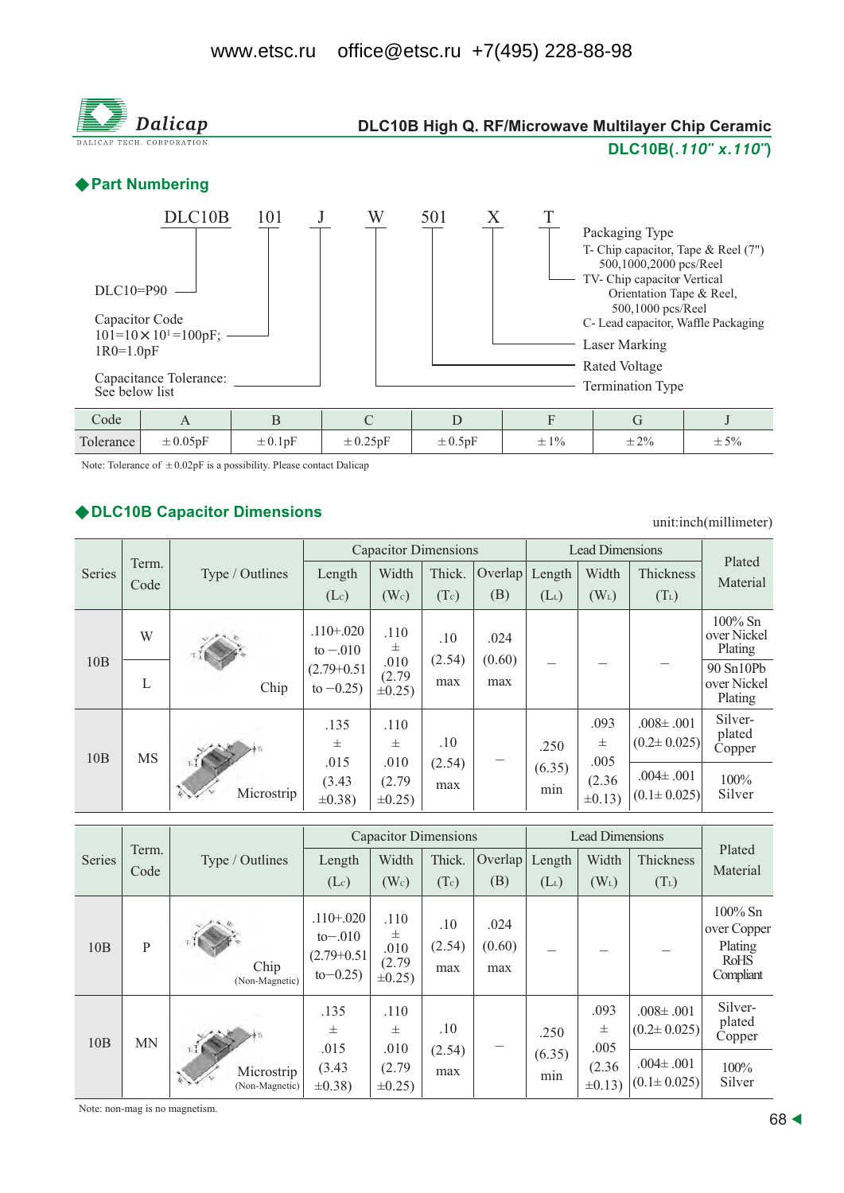www.etsc.ru office@etsc.ru +7(495) 228-88-98

**Dalicap**
DALICAP TECH. CORPORATION

## DLC10B High Q. RF/Microwave Multilayer Chip Ceramic

**DLC10B(*.110" x.110"*)**

## ◆Part Numbering

DLC10B 101 J W 501 X T

- DLC10=P90 → DLC10B
- Capacitor Code: 101=10×10[1]=100pF; 1R0=1.0pF → 101
- Capacitance Tolerance: See below list → J
- Termination Type → W
- Rated Voltage → 501
- Laser Marking → X
- Packaging Type → T
  - T- Chip capacitor, Tape & Reel (7") 500,1000,2000 pcs/Reel
  - TV- Chip capacitor Vertical Orientation Tape & Reel, 500,1000 pcs/Reel
  - C- Lead capacitor, Waffle Packaging

| Code | A | B | C | D | F | G | J |
|---|---|---|---|---|---|---|---|
| Tolerance | ±0.05pF | ±0.1pF | ±0.25pF | ±0.5pF | ±1% | ±2% | ±5% |

Note: Tolerance of ±0.02pF is a possibility. Please contact Dalicap

## ◆DLC10B Capacitor Dimensions

unit:inch(millimeter)

| Series | Term. Code | Type / Outlines | Capacitor Dimensions | | | | Lead Dimensions | | | Plated Material |
|---|---|---|---|---|---|---|---|---|---|---|
| | | | Length ($L_C$) | Width ($W_C$) | Thick. ($T_C$) | Overlap (B) | Length ($L_L$) | Width ($W_L$) | Thickness ($T_L$) | |
| 10B | W | Chip | .110+.020 to −.010 (2.79+0.51 to −0.25) | .110 ± .010 (2.79 ±0.25) | .10 (2.54) max | .024 (0.60) max | – | – | – | 100% Sn over Nickel Plating |
| 10B | L | Chip | .110+.020 to −.010 (2.79+0.51 to −0.25) | .110 ± .010 (2.79 ±0.25) | .10 (2.54) max | .024 (0.60) max | – | – | – | 90 Sn10Pb over Nickel Plating |
| 10B | MS | Microstrip | .135 ± .015 (3.43 ±0.38) | .110 ± .010 (2.79 ±0.25) | .10 (2.54) max | – | .250 (6.35) min | .093 ± .005 (2.36 ±0.13) | .008± .001 (0.2± 0.025) | Silver-plated Copper |
| | | | | | | | | | .004± .001 (0.1± 0.025) | 100% Silver |

| Series | Term. Code | Type / Outlines | Capacitor Dimensions | | | | Lead Dimensions | | | Plated Material |
|---|---|---|---|---|---|---|---|---|---|---|
| | | | Length ($L_C$) | Width ($W_C$) | Thick. ($T_C$) | Overlap (B) | Length ($L_L$) | Width ($W_L$) | Thickness ($T_L$) | |
| 10B | P | Chip (Non-Magnetic) | .110+.020 to−.010 (2.79+0.51 to−0.25) | .110 ± .010 (2.79 ±0.25) | .10 (2.54) max | .024 (0.60) max | – | – | – | 100% Sn over Copper Plating RoHS Compliant |
| 10B | MN | Microstrip (Non-Magnetic) | .135 ± .015 (3.43 ±0.38) | .110 ± .010 (2.79 ±0.25) | .10 (2.54) max | – | .250 (6.35) min | .093 ± .005 (2.36 ±0.13) | .008± .001 (0.2± 0.025) | Silver-plated Copper |
| | | | | | | | | | .004± .001 (0.1± 0.025) | 100% Silver |

Note: non-mag is no magnetism.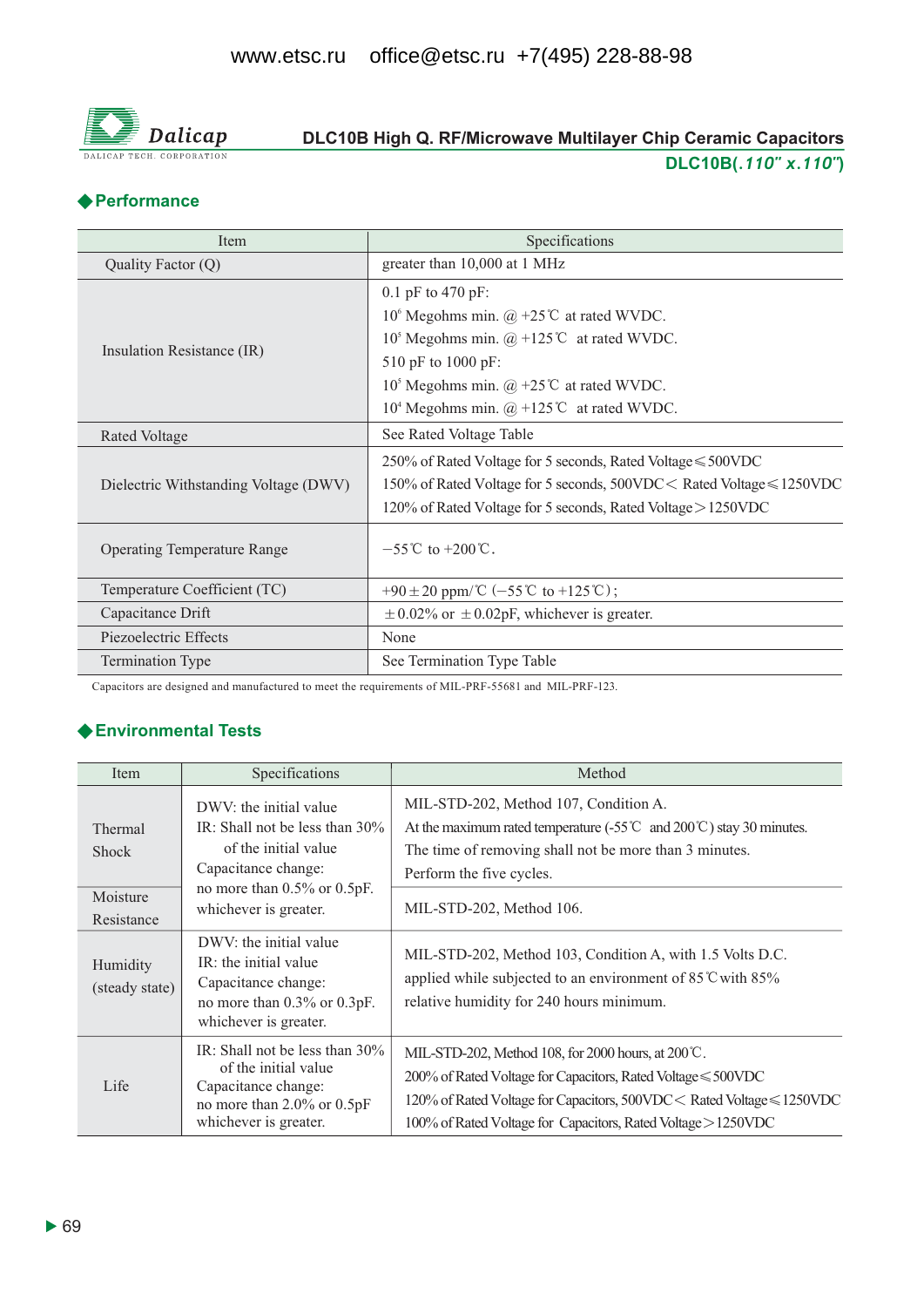# DLC10B High Q. RF/Microwave Multilayer Chip Ceramic Capacitors

**DLC10B(*.110" x.110"*)**

## ◆Performance

| Item | Specifications |
|---|---|
| Quality Factor (Q) | greater than 10,000 at 1 MHz |
| Insulation Resistance (IR) | 0.1 pF to 470 pF:<br>$10^6$ Megohms min. @ +25℃ at rated WVDC.<br>$10^5$ Megohms min. @ +125℃ at rated WVDC.<br>510 pF to 1000 pF:<br>$10^5$ Megohms min. @ +25℃ at rated WVDC.<br>$10^4$ Megohms min. @ +125℃ at rated WVDC. |
| Rated Voltage | See Rated Voltage Table |
| Dielectric Withstanding Voltage (DWV) | 250% of Rated Voltage for 5 seconds, Rated Voltage≤500VDC<br>150% of Rated Voltage for 5 seconds, 500VDC< Rated Voltage≤1250VDC<br>120% of Rated Voltage for 5 seconds, Rated Voltage>1250VDC |
| Operating Temperature Range | −55℃ to +200℃. |
| Temperature Coefficient (TC) | +90±20 ppm/℃ (−55℃ to +125℃); |
| Capacitance Drift | ±0.02% or ±0.02pF, whichever is greater. |
| Piezoelectric Effects | None |
| Termination Type | See Termination Type Table |

Capacitors are designed and manufactured to meet the requirements of MIL-PRF-55681 and MIL-PRF-123.

## ◆Environmental Tests

| Item | Specifications | Method |
|---|---|---|
| Thermal Shock | DWV: the initial value<br>IR: Shall not be less than 30% of the initial value<br>Capacitance change: no more than 0.5% or 0.5pF. whichever is greater. | MIL-STD-202, Method 107, Condition A.<br>At the maximum rated temperature (-55℃ and 200℃) stay 30 minutes.<br>The time of removing shall not be more than 3 minutes.<br>Perform the five cycles. |
| Moisture Resistance | | MIL-STD-202, Method 106. |
| Humidity (steady state) | DWV: the initial value<br>IR: the initial value<br>Capacitance change: no more than 0.3% or 0.3pF. whichever is greater. | MIL-STD-202, Method 103, Condition A, with 1.5 Volts D.C. applied while subjected to an environment of 85℃with 85% relative humidity for 240 hours minimum. |
| Life | IR: Shall not be less than 30% of the initial value<br>Capacitance change: no more than 2.0% or 0.5pF whichever is greater. | MIL-STD-202, Method 108, for 2000 hours, at 200℃.<br>200% of Rated Voltage for Capacitors, Rated Voltage≤500VDC<br>120% of Rated Voltage for Capacitors, 500VDC< Rated Voltage≤1250VDC<br>100% of Rated Voltage for Capacitors, Rated Voltage>1250VDC |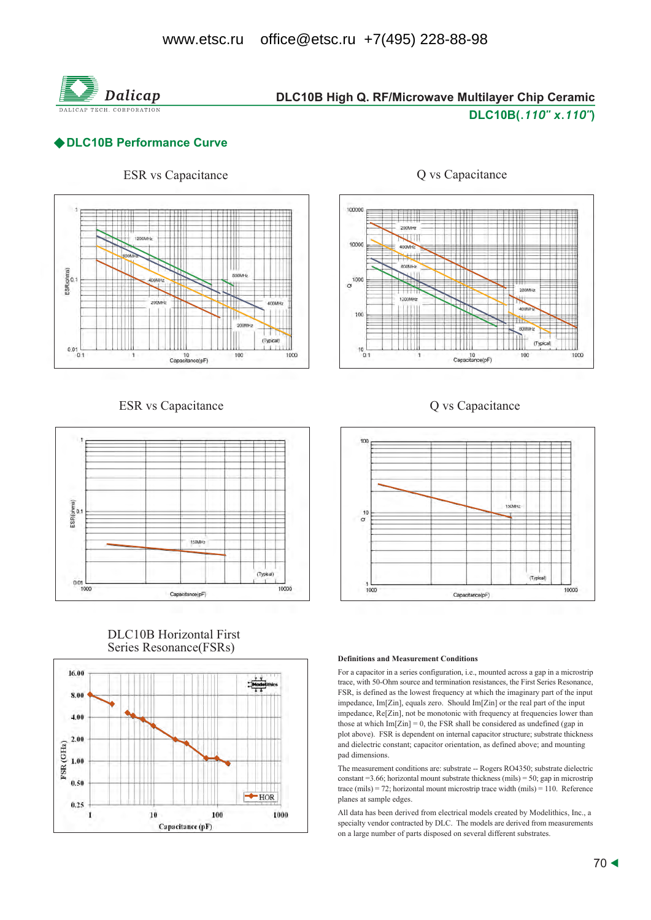## ◆DLC10B Performance Curve

ESR vs Capacitance

Q vs Capacitance

ESR vs Capacitance

Q vs Capacitance

DLC10B Horizontal First Series Resonance(FSRs)

**Definitions and Measurement Conditions**

For a capacitor in a series configuration, i.e., mounted across a gap in a microstrip trace, with 50-Ohm source and termination resistances, the First Series Resonance, FSR, is defined as the lowest frequency at which the imaginary part of the input impedance, Im[Zin], equals zero. Should Im[Zin] or the real part of the input impedance, Re[Zin], not be monotonic with frequency at frequencies lower than those at which Im[Zin] = 0, the FSR shall be considered as undefined (gap in plot above). FSR is dependent on internal capacitor structure; substrate thickness and dielectric constant; capacitor orientation, as defined above; and mounting pad dimensions.

The measurement conditions are: substrate -- Rogers RO4350; substrate dielectric constant =3.66; horizontal mount substrate thickness (mils) = 50; gap in microstrip trace (mils) = 72; horizontal mount microstrip trace width (mils) = 110. Reference planes at sample edges.

All data has been derived from electrical models created by Modelithics, Inc., a specialty vendor contracted by DLC. The models are derived from measurements on a large number of parts disposed on several different substrates.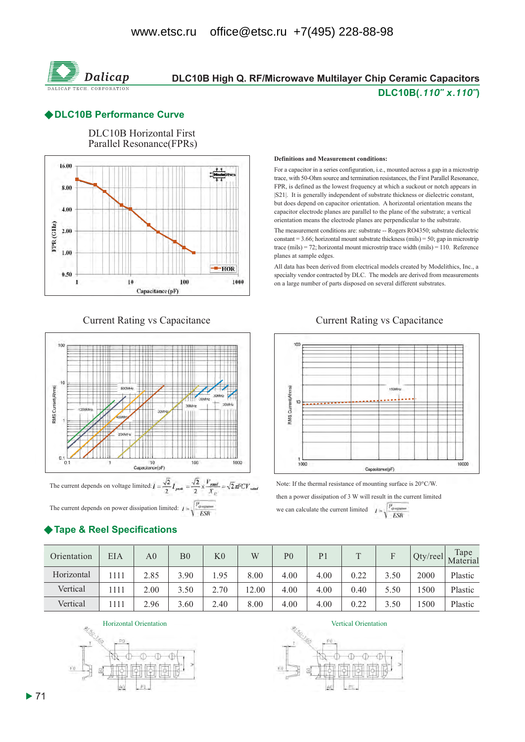# DLC10B High Q. RF/Microwave Multilayer Chip Ceramic Capacitors

**DLC10B(.110" x.110")**

## ◆DLC10B Performance Curve

DLC10B Horizontal First Parallel Resonance(FPRs)

**Definitions and Measurement conditions:**

For a capacitor in a series configuration, i.e., mounted across a gap in a microstrip trace, with 50-Ohm source and termination resistances, the First Parallel Resonance, FPR, is defined as the lowest frequency at which a suckout or notch appears in |S21|. It is generally independent of substrate thickness or dielectric constant, but does depend on capacitor orientation. A horizontal orientation means the capacitor electrode planes are parallel to the plane of the substrate; a vertical orientation means the electrode planes are perpendicular to the substrate.

The measurement conditions are: substrate -- Rogers RO4350; substrate dielectric constant = 3.66; horizontal mount substrate thickness (mils) = 50; gap in microstrip trace (mils) = 72; horizontal mount microstrip trace width (mils) = 110. Reference planes at sample edges.

All data has been derived from electrical models created by Modelithics, Inc., a specialty vendor contracted by DLC. The models are derived from measurements on a large number of parts disposed on several different substrates.

Current Rating vs Capacitance

The current depends on voltage limited: $I = \frac{\sqrt{2}}{2} I_{peak} = \frac{\sqrt{2}}{2} \times \frac{V_{rated}}{X_C} = \sqrt{2}\pi f C V_{rated}$

The current depends on power dissipation limited: $I = \sqrt{\frac{P_{dissipation}}{ESR}}$

Current Rating vs Capacitance

Note: If the thermal resistance of mounting surface is 20°C/W. then a power dissipation of 3 W will result in the current limited we can calculate the current limited $I = \sqrt{\frac{P_{dissipation}}{ESR}}$

## ◆Tape & Reel Specifications

| Orientation | EIA | A0 | B0 | K0 | W | P0 | P1 | T | F | Qty/reel | Tape Material |
|---|---|---|---|---|---|---|---|---|---|---|---|
| Horizontal | 1111 | 2.85 | 3.90 | 1.95 | 8.00 | 4.00 | 4.00 | 0.22 | 3.50 | 2000 | Plastic |
| Vertical | 1111 | 2.00 | 3.50 | 2.70 | 12.00 | 4.00 | 4.00 | 0.40 | 5.50 | 1500 | Plastic |
| Vertical | 1111 | 2.96 | 3.60 | 2.40 | 8.00 | 4.00 | 4.00 | 0.22 | 3.50 | 1500 | Plastic |

Horizontal Orientation

Vertical Orientation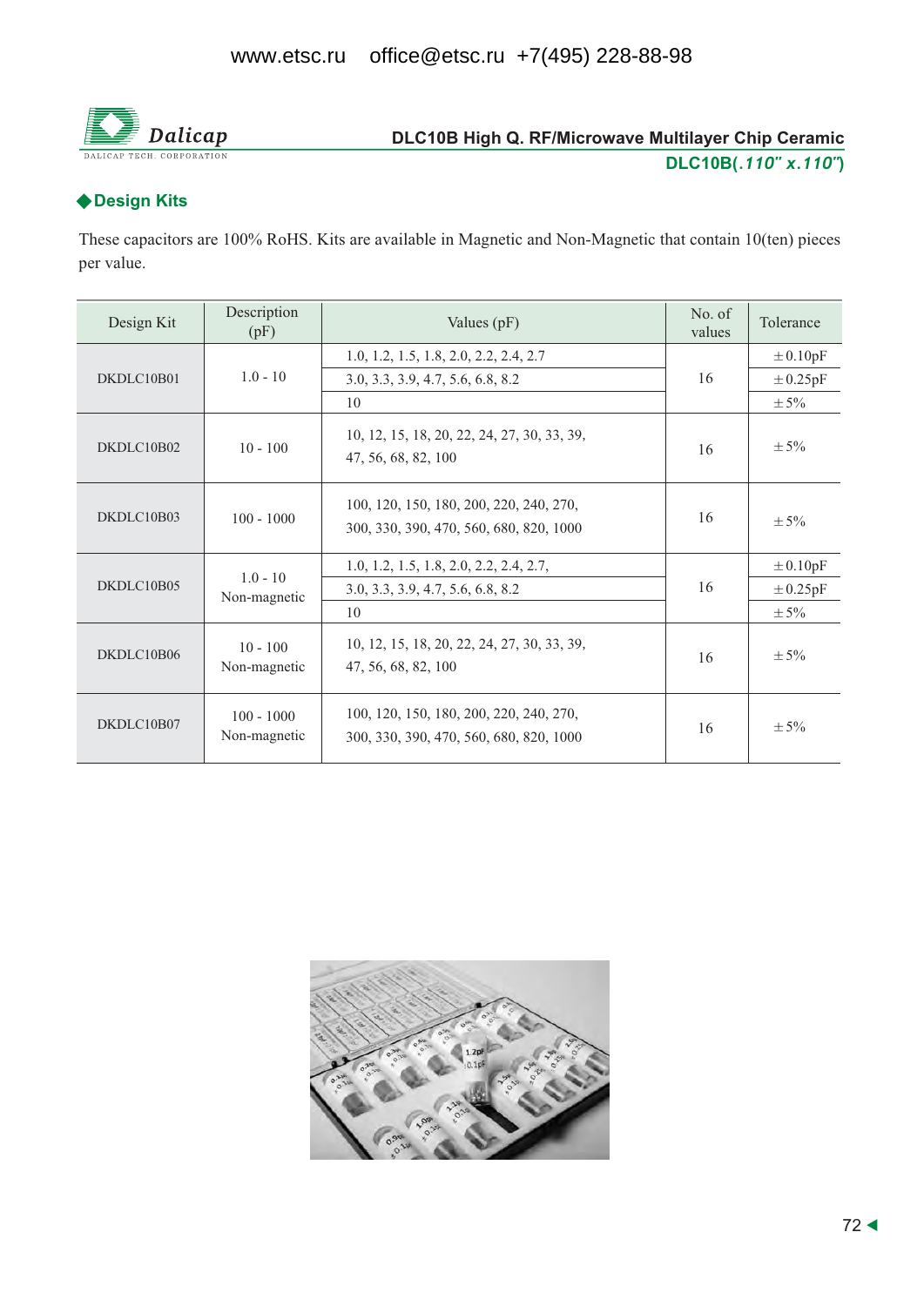## ◆Design Kits

These capacitors are 100% RoHS. Kits are available in Magnetic and Non-Magnetic that contain 10(ten) pieces per value.

| Design Kit | Description (pF) | Values (pF) | No. of values | Tolerance |
|---|---|---|---|---|
| DKDLC10B01 | 1.0 - 10 | 1.0, 1.2, 1.5, 1.8, 2.0, 2.2, 2.4, 2.7 | 16 | ±0.10pF |
| | | 3.0, 3.3, 3.9, 4.7, 5.6, 6.8, 8.2 | | ±0.25pF |
| | | 10 | | ±5% |
| DKDLC10B02 | 10 - 100 | 10, 12, 15, 18, 20, 22, 24, 27, 30, 33, 39, 47, 56, 68, 82, 100 | 16 | ±5% |
| DKDLC10B03 | 100 - 1000 | 100, 120, 150, 180, 200, 220, 240, 270, 300, 330, 390, 470, 560, 680, 820, 1000 | 16 | ±5% |
| DKDLC10B05 | 1.0 - 10 Non-magnetic | 1.0, 1.2, 1.5, 1.8, 2.0, 2.2, 2.4, 2.7, | 16 | ±0.10pF |
| | | 3.0, 3.3, 3.9, 4.7, 5.6, 6.8, 8.2 | | ±0.25pF |
| | | 10 | | ±5% |
| DKDLC10B06 | 10 - 100 Non-magnetic | 10, 12, 15, 18, 20, 22, 24, 27, 30, 33, 39, 47, 56, 68, 82, 100 | 16 | ±5% |
| DKDLC10B07 | 100 - 1000 Non-magnetic | 100, 120, 150, 180, 200, 220, 240, 270, 300, 330, 390, 470, 560, 680, 820, 1000 | 16 | ±5% |